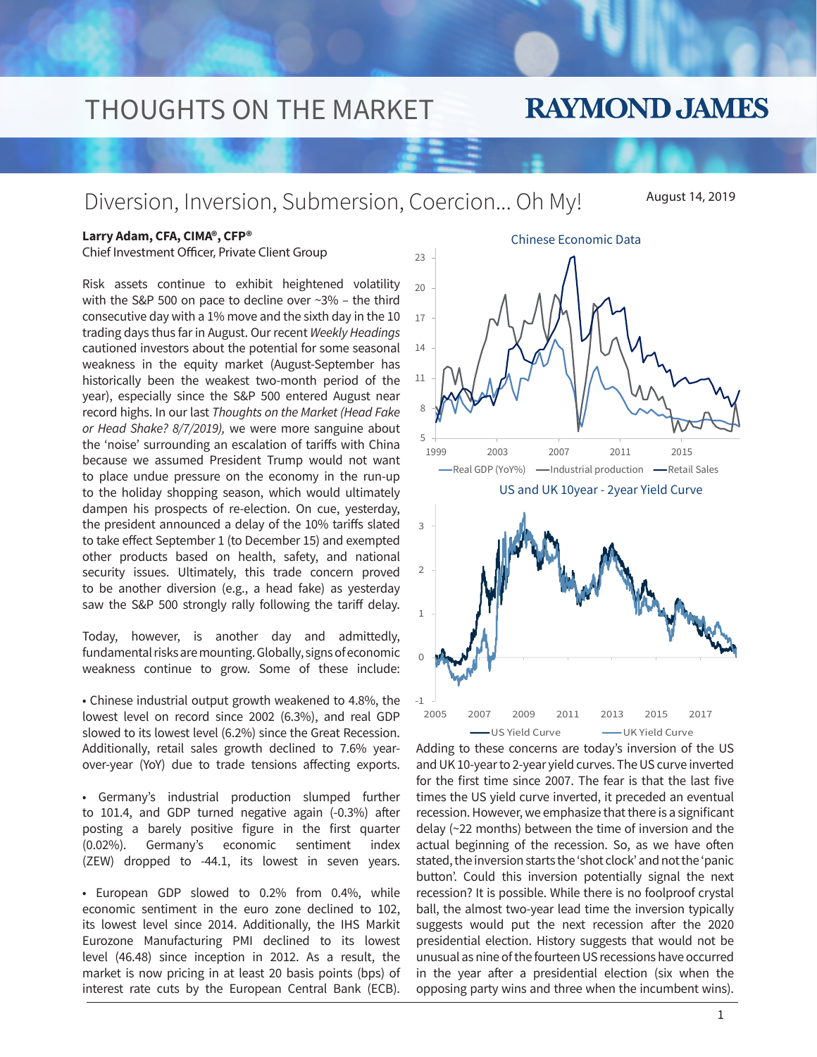# THOUGHTS ON THE MARKET

## Diversion, Inversion, Submersion, Coercion... Oh My!

August 14, 2019

**Larry Adam, CFA, CIMA®, CFP®**
Chief Investment Officer, Private Client Group

Risk assets continue to exhibit heightened volatility with the S&P 500 on pace to decline over ~3% – the third consecutive day with a 1% move and the sixth day in the 10 trading days thus far in August. Our recent *Weekly Headings* cautioned investors about the potential for some seasonal weakness in the equity market (August-September has historically been the weakest two-month period of the year), especially since the S&P 500 entered August near record highs. In our last *Thoughts on the Market (Head Fake or Head Shake? 8/7/2019),* we were more sanguine about the 'noise' surrounding an escalation of tariffs with China because we assumed President Trump would not want to place undue pressure on the economy in the run-up to the holiday shopping season, which would ultimately dampen his prospects of re-election. On cue, yesterday, the president announced a delay of the 10% tariffs slated to take effect September 1 (to December 15) and exempted other products based on health, safety, and national security issues. Ultimately, this trade concern proved to be another diversion (e.g., a head fake) as yesterday saw the S&P 500 strongly rally following the tariff delay.

Today, however, is another day and admittedly, fundamental risks are mounting. Globally, signs of economic weakness continue to grow. Some of these include:

- Chinese industrial output growth weakened to 4.8%, the lowest level on record since 2002 (6.3%), and real GDP slowed to its lowest level (6.2%) since the Great Recession. Additionally, retail sales growth declined to 7.6% year-over-year (YoY) due to trade tensions affecting exports.

- Germany's industrial production slumped further to 101.4, and GDP turned negative again (-0.3%) after posting a barely positive figure in the first quarter (0.02%). Germany's economic sentiment index (ZEW) dropped to -44.1, its lowest in seven years.

- European GDP slowed to 0.2% from 0.4%, while economic sentiment in the euro zone declined to 102, its lowest level since 2014. Additionally, the IHS Markit Eurozone Manufacturing PMI declined to its lowest level (46.48) since inception in 2012. As a result, the market is now pricing in at least 20 basis points (bps) of interest rate cuts by the European Central Bank (ECB).

Chinese Economic Data

Real GDP (YoY%) — Industrial production — Retail Sales

US and UK 10year - 2year Yield Curve

US Yield Curve — UK Yield Curve

Adding to these concerns are today's inversion of the US and UK 10-year to 2-year yield curves. The US curve inverted for the first time since 2007. The fear is that the last five times the US yield curve inverted, it preceded an eventual recession. However, we emphasize that there is a significant delay (~22 months) between the time of inversion and the actual beginning of the recession. So, as we have often stated, the inversion starts the 'shot clock' and not the 'panic button'. Could this inversion potentially signal the next recession? It is possible. While there is no foolproof crystal ball, the almost two-year lead time the inversion typically suggests would put the next recession after the 2020 presidential election. History suggests that would not be unusual as nine of the fourteen US recessions have occurred in the year after a presidential election (six when the opposing party wins and three when the incumbent wins).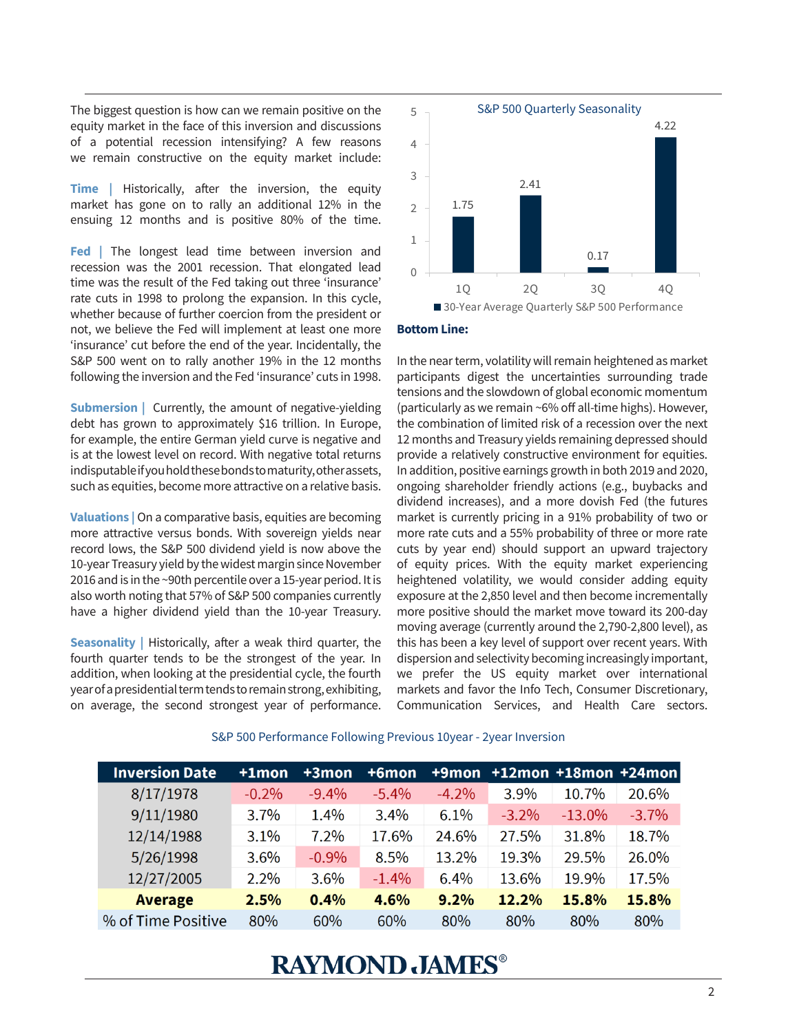The biggest question is how can we remain positive on the equity market in the face of this inversion and discussions of a potential recession intensifying? A few reasons we remain constructive on the equity market include:

**Time** | Historically, after the inversion, the equity market has gone on to rally an additional 12% in the ensuing 12 months and is positive 80% of the time.

**Fed** | The longest lead time between inversion and recession was the 2001 recession. That elongated lead time was the result of the Fed taking out three 'insurance' rate cuts in 1998 to prolong the expansion. In this cycle, whether because of further coercion from the president or not, we believe the Fed will implement at least one more 'insurance' cut before the end of the year. Incidentally, the S&P 500 went on to rally another 19% in the 12 months following the inversion and the Fed 'insurance' cuts in 1998.

**Submersion** | Currently, the amount of negative-yielding debt has grown to approximately $16 trillion. In Europe, for example, the entire German yield curve is negative and is at the lowest level on record. With negative total returns indisputable if you hold these bonds to maturity, other assets, such as equities, become more attractive on a relative basis.

**Valuations** | On a comparative basis, equities are becoming more attractive versus bonds. With sovereign yields near record lows, the S&P 500 dividend yield is now above the 10-year Treasury yield by the widest margin since November 2016 and is in the ~90th percentile over a 15-year period. It is also worth noting that 57% of S&P 500 companies currently have a higher dividend yield than the 10-year Treasury.

**Seasonality** | Historically, after a weak third quarter, the fourth quarter tends to be the strongest of the year. In addition, when looking at the presidential cycle, the fourth year of a presidential term tends to remain strong, exhibiting, on average, the second strongest year of performance.

**S&P 500 Quarterly Seasonality**

| | 1Q | 2Q | 3Q | 4Q |
|---|---|---|---|---|
| 30-Year Average Quarterly S&P 500 Performance | 1.75 | 2.41 | 0.17 | 4.22 |

**Bottom Line:**

In the near term, volatility will remain heightened as market participants digest the uncertainties surrounding trade tensions and the slowdown of global economic momentum (particularly as we remain ~6% off all-time highs). However, the combination of limited risk of a recession over the next 12 months and Treasury yields remaining depressed should provide a relatively constructive environment for equities. In addition, positive earnings growth in both 2019 and 2020, ongoing shareholder friendly actions (e.g., buybacks and dividend increases), and a more dovish Fed (the futures market is currently pricing in a 91% probability of two or more rate cuts and a 55% probability of three or more rate cuts by year end) should support an upward trajectory of equity prices. With the equity market experiencing heightened volatility, we would consider adding equity exposure at the 2,850 level and then become incrementally more positive should the market move toward its 200-day moving average (currently around the 2,790-2,800 level), as this has been a key level of support over recent years. With dispersion and selectivity becoming increasingly important, we prefer the US equity market over international markets and favor the Info Tech, Consumer Discretionary, Communication Services, and Health Care sectors.

**S&P 500 Performance Following Previous 10year - 2year Inversion**

| Inversion Date | +1mon | +3mon | +6mon | +9mon | +12mon | +18mon | +24mon |
|---|---|---|---|---|---|---|---|
| 8/17/1978 | -0.2% | -9.4% | -5.4% | -4.2% | 3.9% | 10.7% | 20.6% |
| 9/11/1980 | 3.7% | 1.4% | 3.4% | 6.1% | -3.2% | -13.0% | -3.7% |
| 12/14/1988 | 3.1% | 7.2% | 17.6% | 24.6% | 27.5% | 31.8% | 18.7% |
| 5/26/1998 | 3.6% | -0.9% | 8.5% | 13.2% | 19.3% | 29.5% | 26.0% |
| 12/27/2005 | 2.2% | 3.6% | -1.4% | 6.4% | 13.6% | 19.9% | 17.5% |
| **Average** | **2.5%** | **0.4%** | **4.6%** | **9.2%** | **12.2%** | **15.8%** | **15.8%** |
| % of Time Positive | 80% | 60% | 60% | 80% | 80% | 80% | 80% |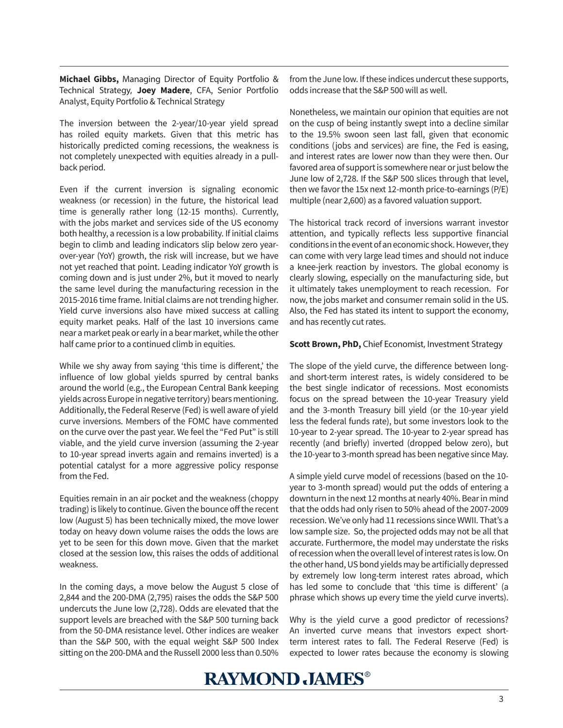**Michael Gibbs,** Managing Director of Equity Portfolio & Technical Strategy, **Joey Madere**, CFA, Senior Portfolio Analyst, Equity Portfolio & Technical Strategy

The inversion between the 2-year/10-year yield spread has roiled equity markets. Given that this metric has historically predicted coming recessions, the weakness is not completely unexpected with equities already in a pull-back period.

Even if the current inversion is signaling economic weakness (or recession) in the future, the historical lead time is generally rather long (12-15 months). Currently, with the jobs market and services side of the US economy both healthy, a recession is a low probability. If initial claims begin to climb and leading indicators slip below zero year-over-year (YoY) growth, the risk will increase, but we have not yet reached that point. Leading indicator YoY growth is coming down and is just under 2%, but it moved to nearly the same level during the manufacturing recession in the 2015-2016 time frame. Initial claims are not trending higher. Yield curve inversions also have mixed success at calling equity market peaks. Half of the last 10 inversions came near a market peak or early in a bear market, while the other half came prior to a continued climb in equities.

While we shy away from saying 'this time is different,' the influence of low global yields spurred by central banks around the world (e.g., the European Central Bank keeping yields across Europe in negative territory) bears mentioning. Additionally, the Federal Reserve (Fed) is well aware of yield curve inversions. Members of the FOMC have commented on the curve over the past year. We feel the "Fed Put" is still viable, and the yield curve inversion (assuming the 2-year to 10-year spread inverts again and remains inverted) is a potential catalyst for a more aggressive policy response from the Fed.

Equities remain in an air pocket and the weakness (choppy trading) is likely to continue. Given the bounce off the recent low (August 5) has been technically mixed, the move lower today on heavy down volume raises the odds the lows are yet to be seen for this down move. Given that the market closed at the session low, this raises the odds of additional weakness.

In the coming days, a move below the August 5 close of 2,844 and the 200-DMA (2,795) raises the odds the S&P 500 undercuts the June low (2,728). Odds are elevated that the support levels are breached with the S&P 500 turning back from the 50-DMA resistance level. Other indices are weaker than the S&P 500, with the equal weight S&P 500 Index sitting on the 200-DMA and the Russell 2000 less than 0.50% from the June low. If these indices undercut these supports, odds increase that the S&P 500 will as well.

Nonetheless, we maintain our opinion that equities are not on the cusp of being instantly swept into a decline similar to the 19.5% swoon seen last fall, given that economic conditions (jobs and services) are fine, the Fed is easing, and interest rates are lower now than they were then. Our favored area of support is somewhere near or just below the June low of 2,728. If the S&P 500 slices through that level, then we favor the 15x next 12-month price-to-earnings (P/E) multiple (near 2,600) as a favored valuation support.

The historical track record of inversions warrant investor attention, and typically reflects less supportive financial conditions in the event of an economic shock. However, they can come with very large lead times and should not induce a knee-jerk reaction by investors. The global economy is clearly slowing, especially on the manufacturing side, but it ultimately takes unemployment to reach recession. For now, the jobs market and consumer remain solid in the US. Also, the Fed has stated its intent to support the economy, and has recently cut rates.

**Scott Brown, PhD,** Chief Economist, Investment Strategy

The slope of the yield curve, the difference between long- and short-term interest rates, is widely considered to be the best single indicator of recessions. Most economists focus on the spread between the 10-year Treasury yield and the 3-month Treasury bill yield (or the 10-year yield less the federal funds rate), but some investors look to the 10-year to 2-year spread. The 10-year to 2-year spread has recently (and briefly) inverted (dropped below zero), but the 10-year to 3-month spread has been negative since May.

A simple yield curve model of recessions (based on the 10-year to 3-month spread) would put the odds of entering a downturn in the next 12 months at nearly 40%. Bear in mind that the odds had only risen to 50% ahead of the 2007-2009 recession. We've only had 11 recessions since WWII. That's a low sample size. So, the projected odds may not be all that accurate. Furthermore, the model may understate the risks of recession when the overall level of interest rates is low. On the other hand, US bond yields may be artificially depressed by extremely low long-term interest rates abroad, which has led some to conclude that 'this time is different' (a phrase which shows up every time the yield curve inverts).

Why is the yield curve a good predictor of recessions? An inverted curve means that investors expect short-term interest rates to fall. The Federal Reserve (Fed) is expected to lower rates because the economy is slowing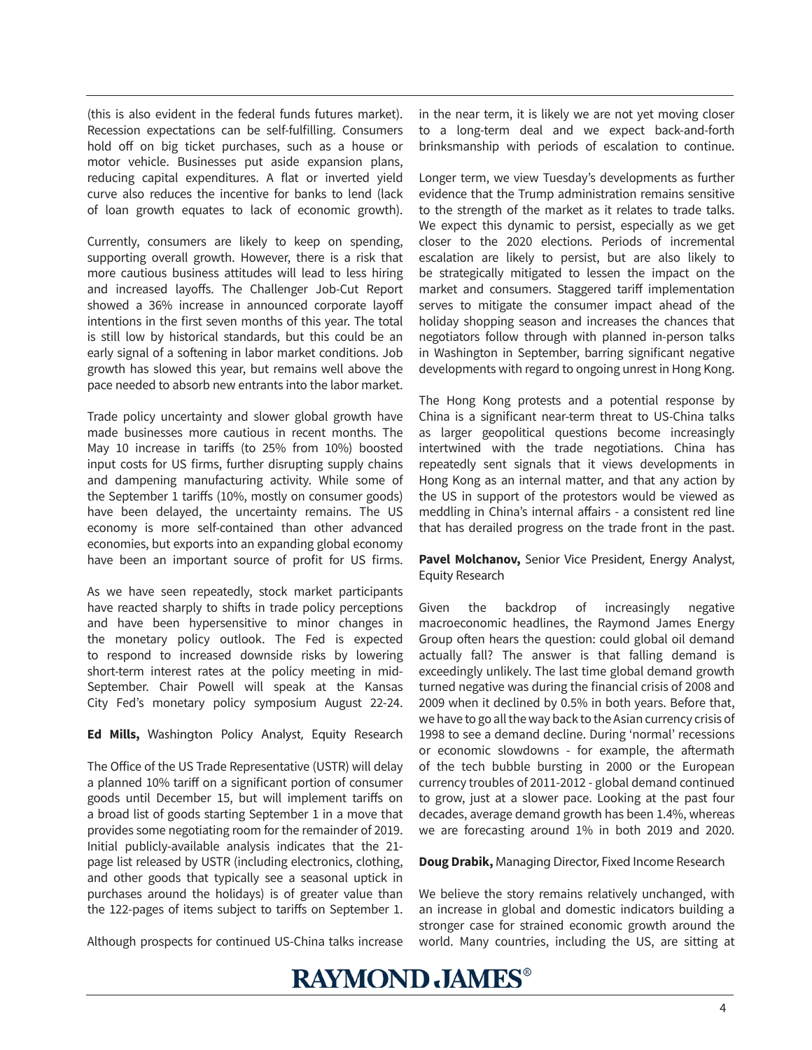(this is also evident in the federal funds futures market). Recession expectations can be self-fulfilling. Consumers hold off on big ticket purchases, such as a house or motor vehicle. Businesses put aside expansion plans, reducing capital expenditures. A flat or inverted yield curve also reduces the incentive for banks to lend (lack of loan growth equates to lack of economic growth).

Currently, consumers are likely to keep on spending, supporting overall growth. However, there is a risk that more cautious business attitudes will lead to less hiring and increased layoffs. The Challenger Job-Cut Report showed a 36% increase in announced corporate layoff intentions in the first seven months of this year. The total is still low by historical standards, but this could be an early signal of a softening in labor market conditions. Job growth has slowed this year, but remains well above the pace needed to absorb new entrants into the labor market.

Trade policy uncertainty and slower global growth have made businesses more cautious in recent months. The May 10 increase in tariffs (to 25% from 10%) boosted input costs for US firms, further disrupting supply chains and dampening manufacturing activity. While some of the September 1 tariffs (10%, mostly on consumer goods) have been delayed, the uncertainty remains. The US economy is more self-contained than other advanced economies, but exports into an expanding global economy have been an important source of profit for US firms.

As we have seen repeatedly, stock market participants have reacted sharply to shifts in trade policy perceptions and have been hypersensitive to minor changes in the monetary policy outlook. The Fed is expected to respond to increased downside risks by lowering short-term interest rates at the policy meeting in mid-September. Chair Powell will speak at the Kansas City Fed's monetary policy symposium August 22-24.

**Ed Mills,** Washington Policy Analyst, Equity Research

The Office of the US Trade Representative (USTR) will delay a planned 10% tariff on a significant portion of consumer goods until December 15, but will implement tariffs on a broad list of goods starting September 1 in a move that provides some negotiating room for the remainder of 2019. Initial publicly-available analysis indicates that the 21-page list released by USTR (including electronics, clothing, and other goods that typically see a seasonal uptick in purchases around the holidays) is of greater value than the 122-pages of items subject to tariffs on September 1.

Although prospects for continued US-China talks increase in the near term, it is likely we are not yet moving closer to a long-term deal and we expect back-and-forth brinksmanship with periods of escalation to continue.

Longer term, we view Tuesday's developments as further evidence that the Trump administration remains sensitive to the strength of the market as it relates to trade talks. We expect this dynamic to persist, especially as we get closer to the 2020 elections. Periods of incremental escalation are likely to persist, but are also likely to be strategically mitigated to lessen the impact on the market and consumers. Staggered tariff implementation serves to mitigate the consumer impact ahead of the holiday shopping season and increases the chances that negotiators follow through with planned in-person talks in Washington in September, barring significant negative developments with regard to ongoing unrest in Hong Kong.

The Hong Kong protests and a potential response by China is a significant near-term threat to US-China talks as larger geopolitical questions become increasingly intertwined with the trade negotiations. China has repeatedly sent signals that it views developments in Hong Kong as an internal matter, and that any action by the US in support of the protestors would be viewed as meddling in China's internal affairs - a consistent red line that has derailed progress on the trade front in the past.

**Pavel Molchanov,** Senior Vice President, Energy Analyst, Equity Research

Given the backdrop of increasingly negative macroeconomic headlines, the Raymond James Energy Group often hears the question: could global oil demand actually fall? The answer is that falling demand is exceedingly unlikely. The last time global demand growth turned negative was during the financial crisis of 2008 and 2009 when it declined by 0.5% in both years. Before that, we have to go all the way back to the Asian currency crisis of 1998 to see a demand decline. During 'normal' recessions or economic slowdowns - for example, the aftermath of the tech bubble bursting in 2000 or the European currency troubles of 2011-2012 - global demand continued to grow, just at a slower pace. Looking at the past four decades, average demand growth has been 1.4%, whereas we are forecasting around 1% in both 2019 and 2020.

**Doug Drabik,** Managing Director, Fixed Income Research

We believe the story remains relatively unchanged, with an increase in global and domestic indicators building a stronger case for strained economic growth around the world. Many countries, including the US, are sitting at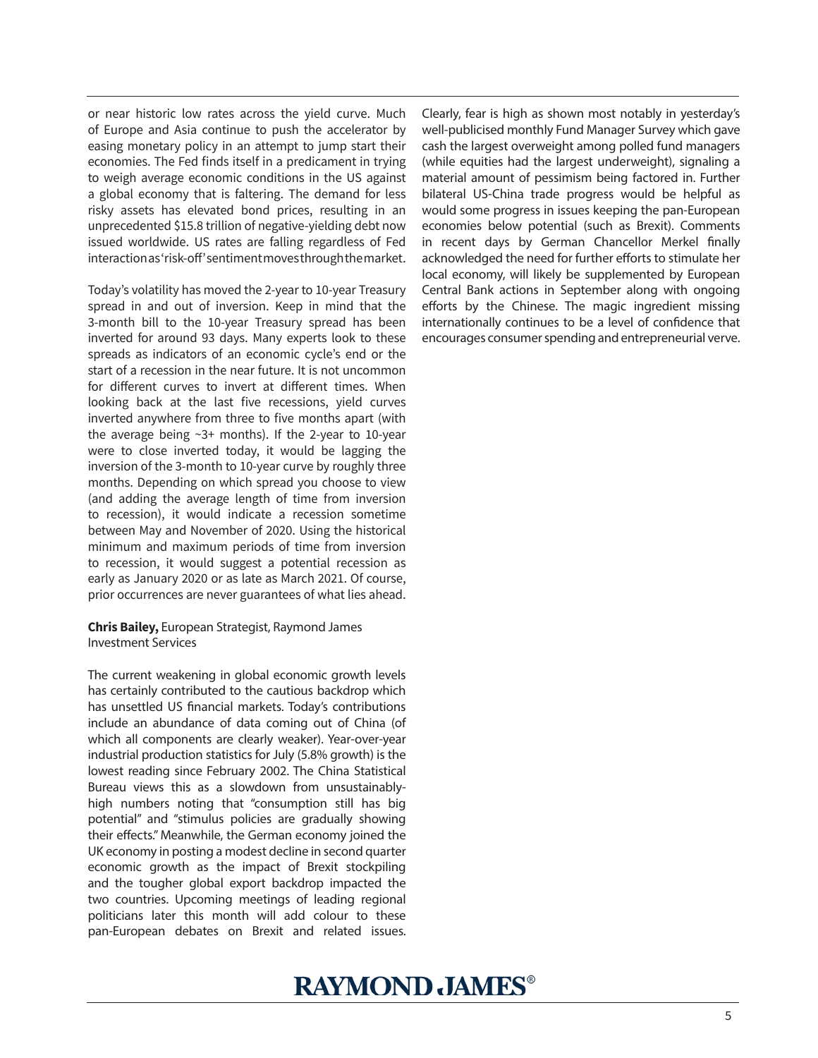or near historic low rates across the yield curve. Much of Europe and Asia continue to push the accelerator by easing monetary policy in an attempt to jump start their economies. The Fed finds itself in a predicament in trying to weigh average economic conditions in the US against a global economy that is faltering. The demand for less risky assets has elevated bond prices, resulting in an unprecedented $15.8 trillion of negative-yielding debt now issued worldwide. US rates are falling regardless of Fed interaction as 'risk-off' sentiment moves through the market.

Today's volatility has moved the 2-year to 10-year Treasury spread in and out of inversion. Keep in mind that the 3-month bill to the 10-year Treasury spread has been inverted for around 93 days. Many experts look to these spreads as indicators of an economic cycle's end or the start of a recession in the near future. It is not uncommon for different curves to invert at different times. When looking back at the last five recessions, yield curves inverted anywhere from three to five months apart (with the average being ~3+ months). If the 2-year to 10-year were to close inverted today, it would be lagging the inversion of the 3-month to 10-year curve by roughly three months. Depending on which spread you choose to view (and adding the average length of time from inversion to recession), it would indicate a recession sometime between May and November of 2020. Using the historical minimum and maximum periods of time from inversion to recession, it would suggest a potential recession as early as January 2020 or as late as March 2021. Of course, prior occurrences are never guarantees of what lies ahead.

**Chris Bailey,** European Strategist, Raymond James Investment Services

The current weakening in global economic growth levels has certainly contributed to the cautious backdrop which has unsettled US financial markets. Today's contributions include an abundance of data coming out of China (of which all components are clearly weaker). Year-over-year industrial production statistics for July (5.8% growth) is the lowest reading since February 2002. The China Statistical Bureau views this as a slowdown from unsustainably-high numbers noting that "consumption still has big potential" and "stimulus policies are gradually showing their effects." Meanwhile, the German economy joined the UK economy in posting a modest decline in second quarter economic growth as the impact of Brexit stockpiling and the tougher global export backdrop impacted the two countries. Upcoming meetings of leading regional politicians later this month will add colour to these pan-European debates on Brexit and related issues.

Clearly, fear is high as shown most notably in yesterday's well-publicised monthly Fund Manager Survey which gave cash the largest overweight among polled fund managers (while equities had the largest underweight), signaling a material amount of pessimism being factored in. Further bilateral US-China trade progress would be helpful as would some progress in issues keeping the pan-European economies below potential (such as Brexit). Comments in recent days by German Chancellor Merkel finally acknowledged the need for further efforts to stimulate her local economy, will likely be supplemented by European Central Bank actions in September along with ongoing efforts by the Chinese. The magic ingredient missing internationally continues to be a level of confidence that encourages consumer spending and entrepreneurial verve.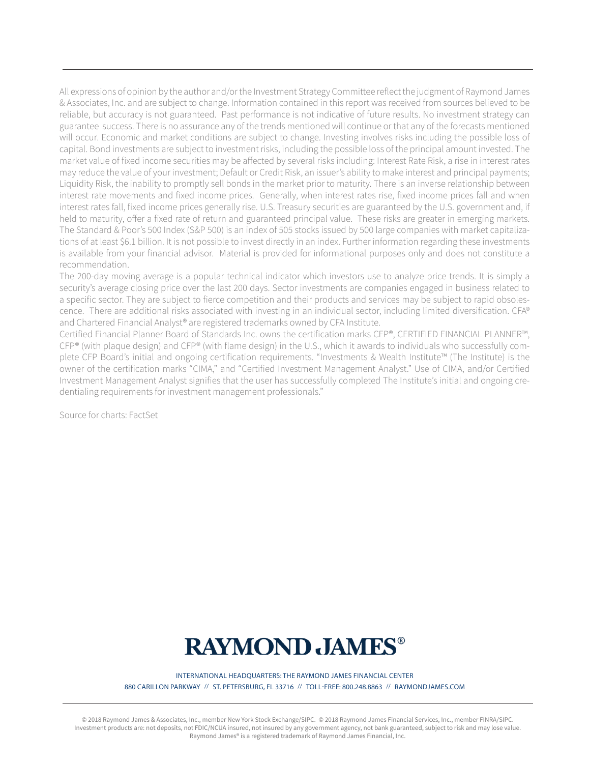All expressions of opinion by the author and/or the Investment Strategy Committee reflect the judgment of Raymond James & Associates, Inc. and are subject to change. Information contained in this report was received from sources believed to be reliable, but accuracy is not guaranteed. Past performance is not indicative of future results. No investment strategy can guarantee success. There is no assurance any of the trends mentioned will continue or that any of the forecasts mentioned will occur. Economic and market conditions are subject to change. Investing involves risks including the possible loss of capital. Bond investments are subject to investment risks, including the possible loss of the principal amount invested. The market value of fixed income securities may be affected by several risks including: Interest Rate Risk, a rise in interest rates may reduce the value of your investment; Default or Credit Risk, an issuer's ability to make interest and principal payments; Liquidity Risk, the inability to promptly sell bonds in the market prior to maturity. There is an inverse relationship between interest rate movements and fixed income prices. Generally, when interest rates rise, fixed income prices fall and when interest rates fall, fixed income prices generally rise. U.S. Treasury securities are guaranteed by the U.S. government and, if held to maturity, offer a fixed rate of return and guaranteed principal value. These risks are greater in emerging markets. The Standard & Poor's 500 Index (S&P 500) is an index of 505 stocks issued by 500 large companies with market capitalizations of at least $6.1 billion. It is not possible to invest directly in an index. Further information regarding these investments is available from your financial advisor. Material is provided for informational purposes only and does not constitute a recommendation.

The 200-day moving average is a popular technical indicator which investors use to analyze price trends. It is simply a security's average closing price over the last 200 days. Sector investments are companies engaged in business related to a specific sector. They are subject to fierce competition and their products and services may be subject to rapid obsolescence. There are additional risks associated with investing in an individual sector, including limited diversification. CFA® and Chartered Financial Analyst® are registered trademarks owned by CFA Institute.

Certified Financial Planner Board of Standards Inc. owns the certification marks CFP®, CERTIFIED FINANCIAL PLANNER™, CFP® (with plaque design) and CFP® (with flame design) in the U.S., which it awards to individuals who successfully complete CFP Board's initial and ongoing certification requirements. "Investments & Wealth Institute™ (The Institute) is the owner of the certification marks "CIMA," and "Certified Investment Management Analyst." Use of CIMA, and/or Certified Investment Management Analyst signifies that the user has successfully completed The Institute's initial and ongoing credentialing requirements for investment management professionals."

Source for charts: FactSet

**RAYMOND JAMES®**

INTERNATIONAL HEADQUARTERS: THE RAYMOND JAMES FINANCIAL CENTER
880 CARILLON PARKWAY // ST. PETERSBURG, FL 33716 // TOLL-FREE: 800.248.8863 // RAYMONDJAMES.COM

© 2018 Raymond James & Associates, Inc., member New York Stock Exchange/SIPC. © 2018 Raymond James Financial Services, Inc., member FINRA/SIPC.
Investment products are: not deposits, not FDIC/NCUA insured, not insured by any government agency, not bank guaranteed, subject to risk and may lose value.
Raymond James® is a registered trademark of Raymond James Financial, Inc.